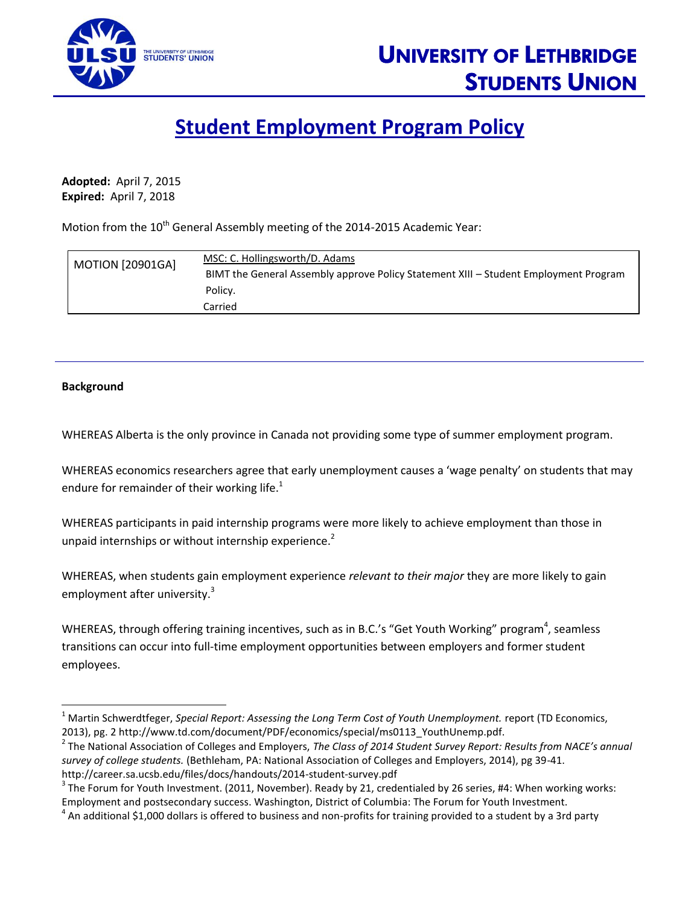# UNIVERSITY OF LETHBRIDGE STUDENTS UNION

## Student Employment Program Policy

**Adopted:** April 7, 2015
**Expired:** April 7, 2018

Motion from the 10th General Assembly meeting of the 2014-2015 Academic Year:

| MOTION [20901GA] | MSC: C. Hollingsworth/D. Adams<br>BIMT the General Assembly approve Policy Statement XIII – Student Employment Program Policy.<br>Carried |
|---|---|

---

**Background**

WHEREAS Alberta is the only province in Canada not providing some type of summer employment program.

WHEREAS economics researchers agree that early unemployment causes a 'wage penalty' on students that may endure for remainder of their working life.[1]

WHEREAS participants in paid internship programs were more likely to achieve employment than those in unpaid internships or without internship experience.[2]

WHEREAS, when students gain employment experience *relevant to their major* they are more likely to gain employment after university.[3]

WHEREAS, through offering training incentives, such as in B.C.'s "Get Youth Working" program[4], seamless transitions can occur into full-time employment opportunities between employers and former student employees.

---

[1] Martin Schwerdtfeger, *Special Report: Assessing the Long Term Cost of Youth Unemployment.* report (TD Economics, 2013), pg. 2 http://www.td.com/document/PDF/economics/special/ms0113_YouthUnemp.pdf.

[2] The National Association of Colleges and Employers, *The Class of 2014 Student Survey Report: Results from NACE's annual survey of college students.* (Bethleham, PA: National Association of Colleges and Employers, 2014), pg 39-41. http://career.sa.ucsb.edu/files/docs/handouts/2014-student-survey.pdf

[3] The Forum for Youth Investment. (2011, November). Ready by 21, credentialed by 26 series, #4: When working works: Employment and postsecondary success. Washington, District of Columbia: The Forum for Youth Investment.

[4] An additional $1,000 dollars is offered to business and non-profits for training provided to a student by a 3rd party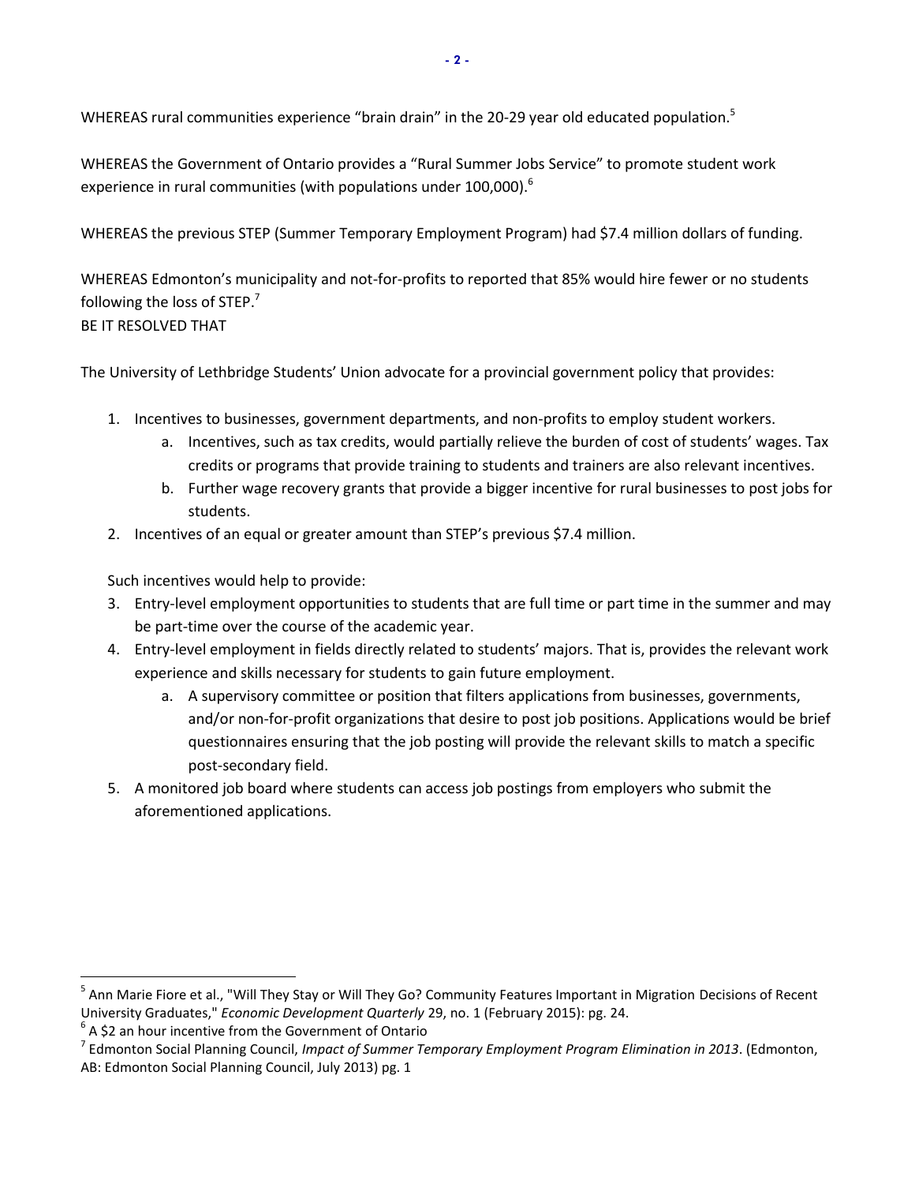WHEREAS rural communities experience "brain drain" in the 20-29 year old educated population.[5]

WHEREAS the Government of Ontario provides a "Rural Summer Jobs Service" to promote student work experience in rural communities (with populations under 100,000).[6]

WHEREAS the previous STEP (Summer Temporary Employment Program) had $7.4 million dollars of funding.

WHEREAS Edmonton's municipality and not-for-profits to reported that 85% would hire fewer or no students following the loss of STEP.[7]
BE IT RESOLVED THAT

The University of Lethbridge Students' Union advocate for a provincial government policy that provides:

1. Incentives to businesses, government departments, and non-profits to employ student workers.
   a. Incentives, such as tax credits, would partially relieve the burden of cost of students' wages. Tax credits or programs that provide training to students and trainers are also relevant incentives.
   b. Further wage recovery grants that provide a bigger incentive for rural businesses to post jobs for students.
2. Incentives of an equal or greater amount than STEP's previous $7.4 million.

Such incentives would help to provide:

3. Entry-level employment opportunities to students that are full time or part time in the summer and may be part-time over the course of the academic year.
4. Entry-level employment in fields directly related to students' majors. That is, provides the relevant work experience and skills necessary for students to gain future employment.
   a. A supervisory committee or position that filters applications from businesses, governments, and/or non-for-profit organizations that desire to post job positions. Applications would be brief questionnaires ensuring that the job posting will provide the relevant skills to match a specific post-secondary field.
5. A monitored job board where students can access job postings from employers who submit the aforementioned applications.

---

[5] Ann Marie Fiore et al., "Will They Stay or Will They Go? Community Features Important in Migration Decisions of Recent University Graduates," *Economic Development Quarterly* 29, no. 1 (February 2015): pg. 24.

[6] A $2 an hour incentive from the Government of Ontario

[7] Edmonton Social Planning Council, *Impact of Summer Temporary Employment Program Elimination in 2013*. (Edmonton, AB: Edmonton Social Planning Council, July 2013) pg. 1